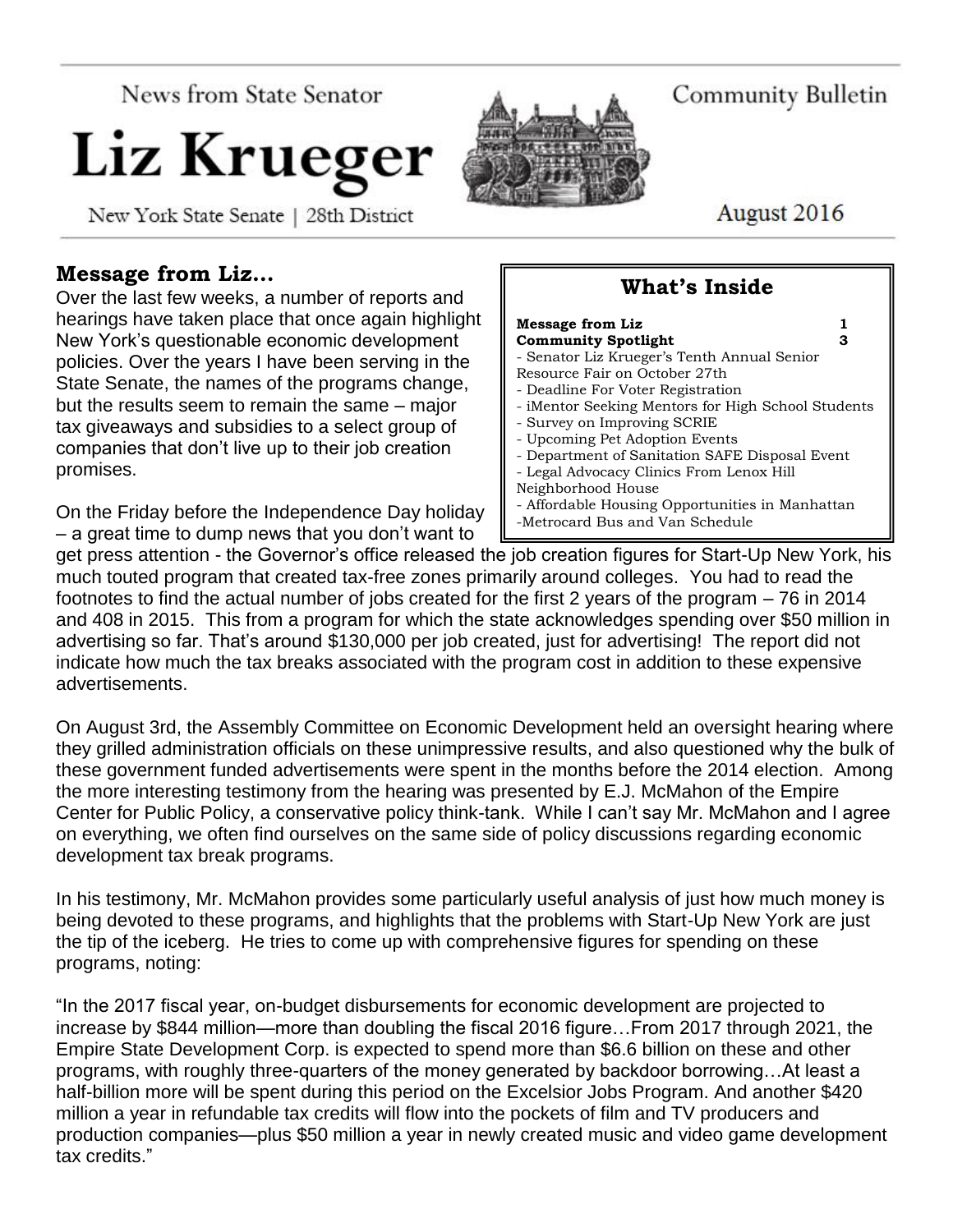News from State Senator

# Liz Krueger

New York State Senate | 28th District

Community Bulletin

August 2016

## Message from Liz...

Over the last few weeks, a number of reports and hearings have taken place that once again highlight New York's questionable economic development policies. Over the years I have been serving in the State Senate, the names of the programs change, but the results seem to remain the same – major tax giveaways and subsidies to a select group of companies that don't live up to their job creation promises.

On the Friday before the Independence Day holiday – a great time to dump news that you don't want to get press attention - the Governor's office released the job creation figures for Start-Up New York, his much touted program that created tax-free zones primarily around colleges. You had to read the footnotes to find the actual number of jobs created for the first 2 years of the program – 76 in 2014 and 408 in 2015. This from a program for which the state acknowledges spending over $50 million in advertising so far. That's around $130,000 per job created, just for advertising! The report did not indicate how much the tax breaks associated with the program cost in addition to these expensive advertisements.

On August 3rd, the Assembly Committee on Economic Development held an oversight hearing where they grilled administration officials on these unimpressive results, and also questioned why the bulk of these government funded advertisements were spent in the months before the 2014 election. Among the more interesting testimony from the hearing was presented by E.J. McMahon of the Empire Center for Public Policy, a conservative policy think-tank. While I can't say Mr. McMahon and I agree on everything, we often find ourselves on the same side of policy discussions regarding economic development tax break programs.

In his testimony, Mr. McMahon provides some particularly useful analysis of just how much money is being devoted to these programs, and highlights that the problems with Start-Up New York are just the tip of the iceberg. He tries to come up with comprehensive figures for spending on these programs, noting:

"In the 2017 fiscal year, on-budget disbursements for economic development are projected to increase by $844 million—more than doubling the fiscal 2016 figure…From 2017 through 2021, the Empire State Development Corp. is expected to spend more than $6.6 billion on these and other programs, with roughly three-quarters of the money generated by backdoor borrowing…At least a half-billion more will be spent during this period on the Excelsior Jobs Program. And another $420 million a year in refundable tax credits will flow into the pockets of film and TV producers and production companies—plus $50 million a year in newly created music and video game development tax credits."

## What's Inside

| | |
|---|---|
| **Message from Liz** | **1** |
| **Community Spotlight** | **3** |

- Senator Liz Krueger's Tenth Annual Senior Resource Fair on October 27th
- Deadline For Voter Registration
- iMentor Seeking Mentors for High School Students
- Survey on Improving SCRIE
- Upcoming Pet Adoption Events
- Department of Sanitation SAFE Disposal Event
- Legal Advocacy Clinics From Lenox Hill Neighborhood House
- Affordable Housing Opportunities in Manhattan
- Metrocard Bus and Van Schedule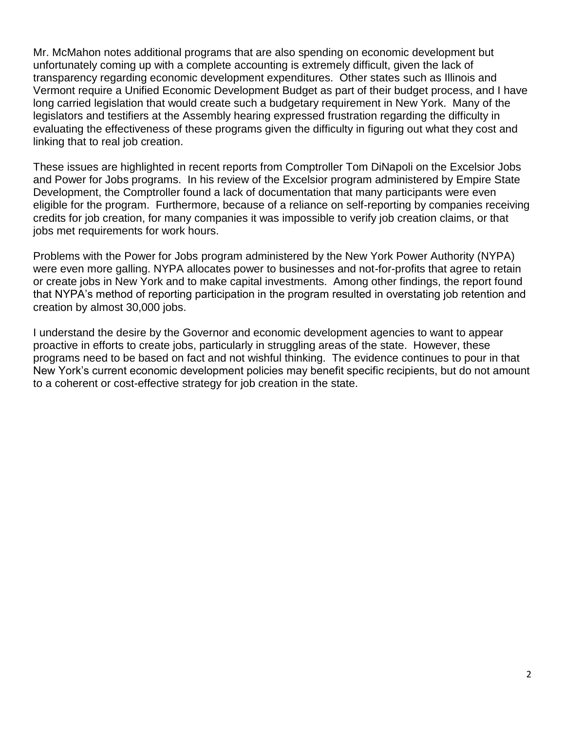Mr. McMahon notes additional programs that are also spending on economic development but unfortunately coming up with a complete accounting is extremely difficult, given the lack of transparency regarding economic development expenditures. Other states such as Illinois and Vermont require a Unified Economic Development Budget as part of their budget process, and I have long carried legislation that would create such a budgetary requirement in New York. Many of the legislators and testifiers at the Assembly hearing expressed frustration regarding the difficulty in evaluating the effectiveness of these programs given the difficulty in figuring out what they cost and linking that to real job creation.

These issues are highlighted in recent reports from Comptroller Tom DiNapoli on the Excelsior Jobs and Power for Jobs programs. In his review of the Excelsior program administered by Empire State Development, the Comptroller found a lack of documentation that many participants were even eligible for the program. Furthermore, because of a reliance on self-reporting by companies receiving credits for job creation, for many companies it was impossible to verify job creation claims, or that jobs met requirements for work hours.

Problems with the Power for Jobs program administered by the New York Power Authority (NYPA) were even more galling. NYPA allocates power to businesses and not-for-profits that agree to retain or create jobs in New York and to make capital investments. Among other findings, the report found that NYPA's method of reporting participation in the program resulted in overstating job retention and creation by almost 30,000 jobs.

I understand the desire by the Governor and economic development agencies to want to appear proactive in efforts to create jobs, particularly in struggling areas of the state. However, these programs need to be based on fact and not wishful thinking. The evidence continues to pour in that New York's current economic development policies may benefit specific recipients, but do not amount to a coherent or cost-effective strategy for job creation in the state.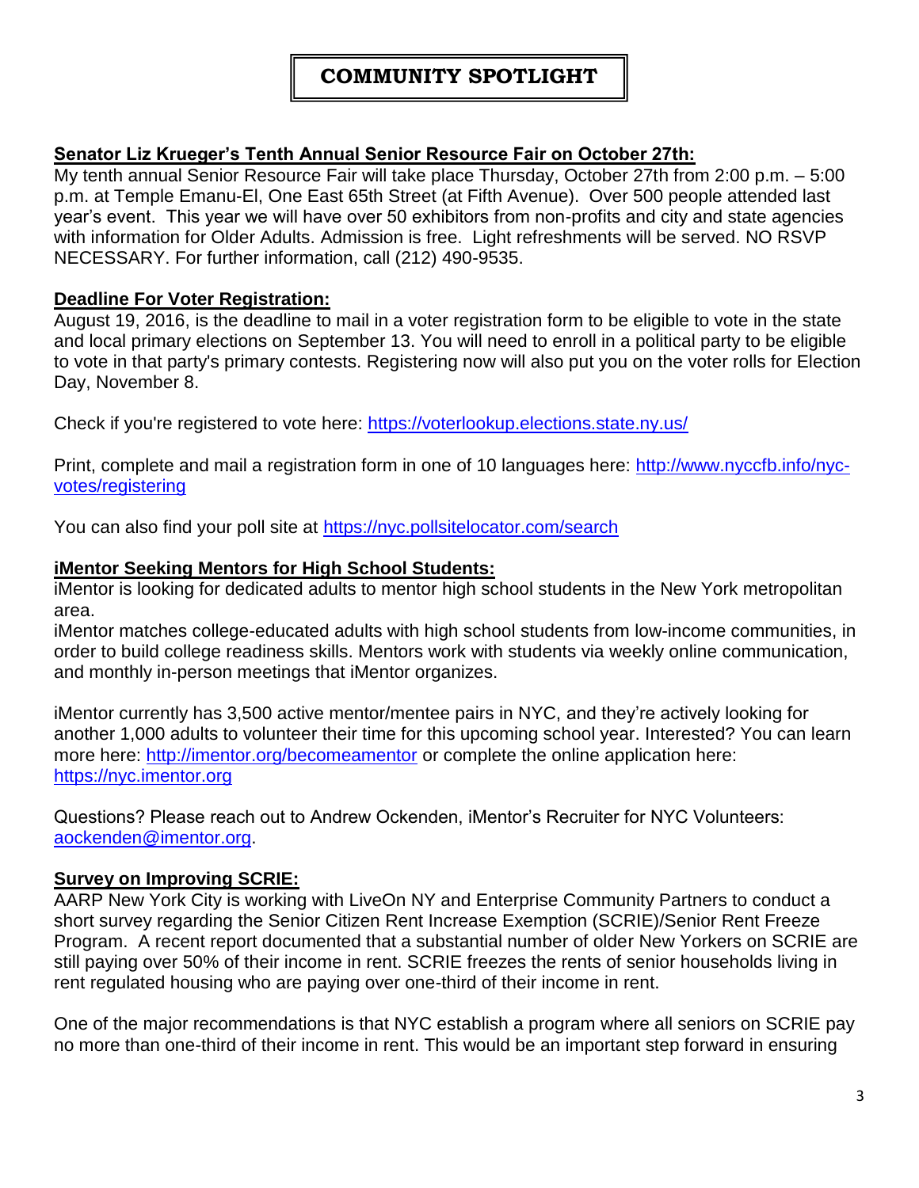# COMMUNITY SPOTLIGHT

**Senator Liz Krueger's Tenth Annual Senior Resource Fair on October 27th:**

My tenth annual Senior Resource Fair will take place Thursday, October 27th from 2:00 p.m. – 5:00 p.m. at Temple Emanu-El, One East 65th Street (at Fifth Avenue). Over 500 people attended last year's event. This year we will have over 50 exhibitors from non-profits and city and state agencies with information for Older Adults. Admission is free. Light refreshments will be served. NO RSVP NECESSARY. For further information, call (212) 490-9535.

**Deadline For Voter Registration:**

August 19, 2016, is the deadline to mail in a voter registration form to be eligible to vote in the state and local primary elections on September 13. You will need to enroll in a political party to be eligible to vote in that party's primary contests. Registering now will also put you on the voter rolls for Election Day, November 8.

Check if you're registered to vote here: https://voterlookup.elections.state.ny.us/

Print, complete and mail a registration form in one of 10 languages here: http://www.nyccfb.info/nyc-votes/registering

You can also find your poll site at https://nyc.pollsitelocator.com/search

**iMentor Seeking Mentors for High School Students:**

iMentor is looking for dedicated adults to mentor high school students in the New York metropolitan area.

iMentor matches college-educated adults with high school students from low-income communities, in order to build college readiness skills. Mentors work with students via weekly online communication, and monthly in-person meetings that iMentor organizes.

iMentor currently has 3,500 active mentor/mentee pairs in NYC, and they're actively looking for another 1,000 adults to volunteer their time for this upcoming school year. Interested? You can learn more here: http://imentor.org/becomeamentor or complete the online application here: https://nyc.imentor.org

Questions? Please reach out to Andrew Ockenden, iMentor's Recruiter for NYC Volunteers: aockenden@imentor.org.

**Survey on Improving SCRIE:**

AARP New York City is working with LiveOn NY and Enterprise Community Partners to conduct a short survey regarding the Senior Citizen Rent Increase Exemption (SCRIE)/Senior Rent Freeze Program. A recent report documented that a substantial number of older New Yorkers on SCRIE are still paying over 50% of their income in rent. SCRIE freezes the rents of senior households living in rent regulated housing who are paying over one-third of their income in rent.

One of the major recommendations is that NYC establish a program where all seniors on SCRIE pay no more than one-third of their income in rent. This would be an important step forward in ensuring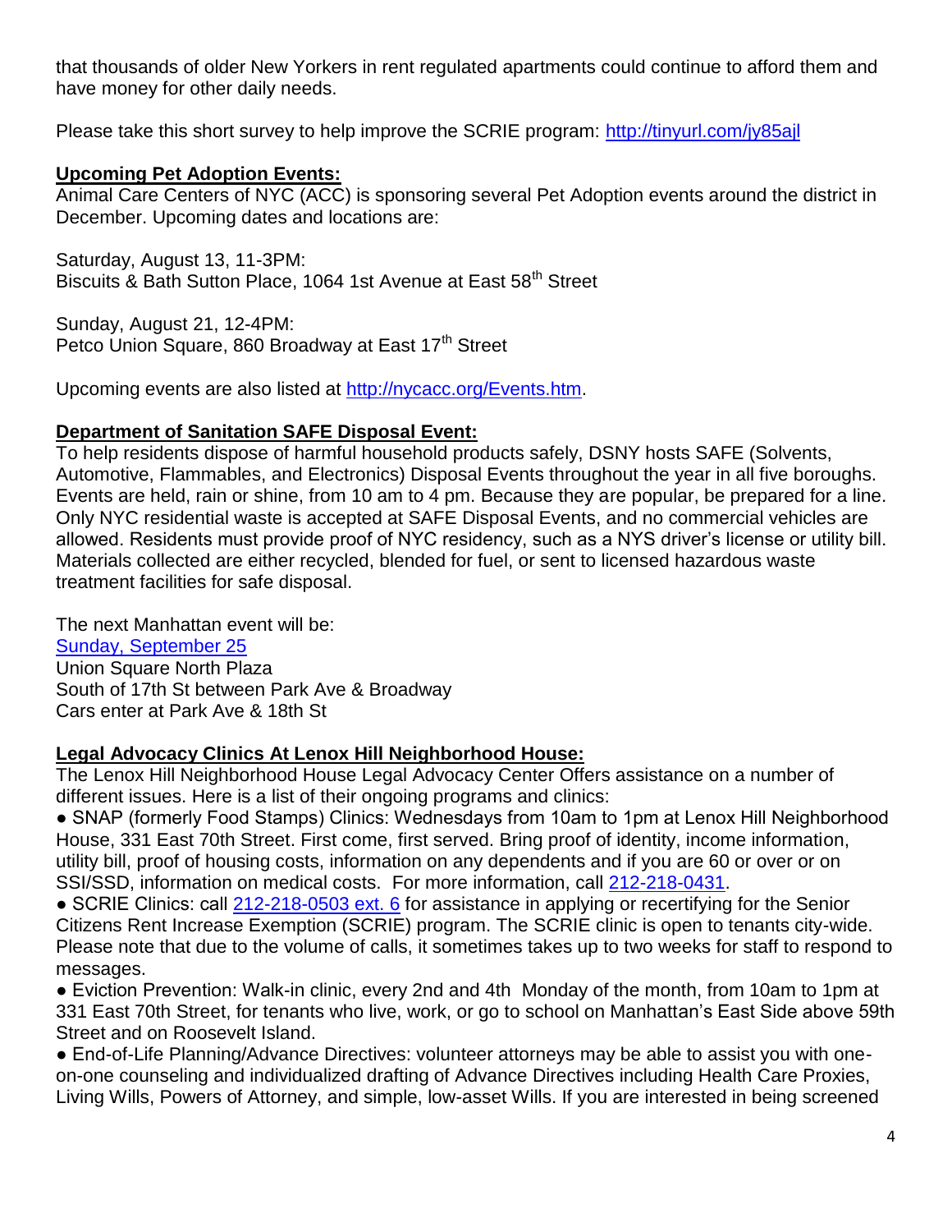that thousands of older New Yorkers in rent regulated apartments could continue to afford them and have money for other daily needs.

Please take this short survey to help improve the SCRIE program: http://tinyurl.com/jy85ajl

**Upcoming Pet Adoption Events:**

Animal Care Centers of NYC (ACC) is sponsoring several Pet Adoption events around the district in December. Upcoming dates and locations are:

Saturday, August 13, 11-3PM:
Biscuits & Bath Sutton Place, 1064 1st Avenue at East 58th Street

Sunday, August 21, 12-4PM:
Petco Union Square, 860 Broadway at East 17th Street

Upcoming events are also listed at http://nycacc.org/Events.htm.

**Department of Sanitation SAFE Disposal Event:**

To help residents dispose of harmful household products safely, DSNY hosts SAFE (Solvents, Automotive, Flammables, and Electronics) Disposal Events throughout the year in all five boroughs. Events are held, rain or shine, from 10 am to 4 pm. Because they are popular, be prepared for a line. Only NYC residential waste is accepted at SAFE Disposal Events, and no commercial vehicles are allowed. Residents must provide proof of NYC residency, such as a NYS driver's license or utility bill. Materials collected are either recycled, blended for fuel, or sent to licensed hazardous waste treatment facilities for safe disposal.

The next Manhattan event will be:
Sunday, September 25
Union Square North Plaza
South of 17th St between Park Ave & Broadway
Cars enter at Park Ave & 18th St

**Legal Advocacy Clinics At Lenox Hill Neighborhood House:**

The Lenox Hill Neighborhood House Legal Advocacy Center Offers assistance on a number of different issues. Here is a list of their ongoing programs and clinics:

- SNAP (formerly Food Stamps) Clinics: Wednesdays from 10am to 1pm at Lenox Hill Neighborhood House, 331 East 70th Street. First come, first served. Bring proof of identity, income information, utility bill, proof of housing costs, information on any dependents and if you are 60 or over or on SSI/SSD, information on medical costs. For more information, call 212-218-0431.
- SCRIE Clinics: call 212-218-0503 ext. 6 for assistance in applying or recertifying for the Senior Citizens Rent Increase Exemption (SCRIE) program. The SCRIE clinic is open to tenants city-wide. Please note that due to the volume of calls, it sometimes takes up to two weeks for staff to respond to messages.
- Eviction Prevention: Walk-in clinic, every 2nd and 4th Monday of the month, from 10am to 1pm at 331 East 70th Street, for tenants who live, work, or go to school on Manhattan's East Side above 59th Street and on Roosevelt Island.
- End-of-Life Planning/Advance Directives: volunteer attorneys may be able to assist you with one-on-one counseling and individualized drafting of Advance Directives including Health Care Proxies, Living Wills, Powers of Attorney, and simple, low-asset Wills. If you are interested in being screened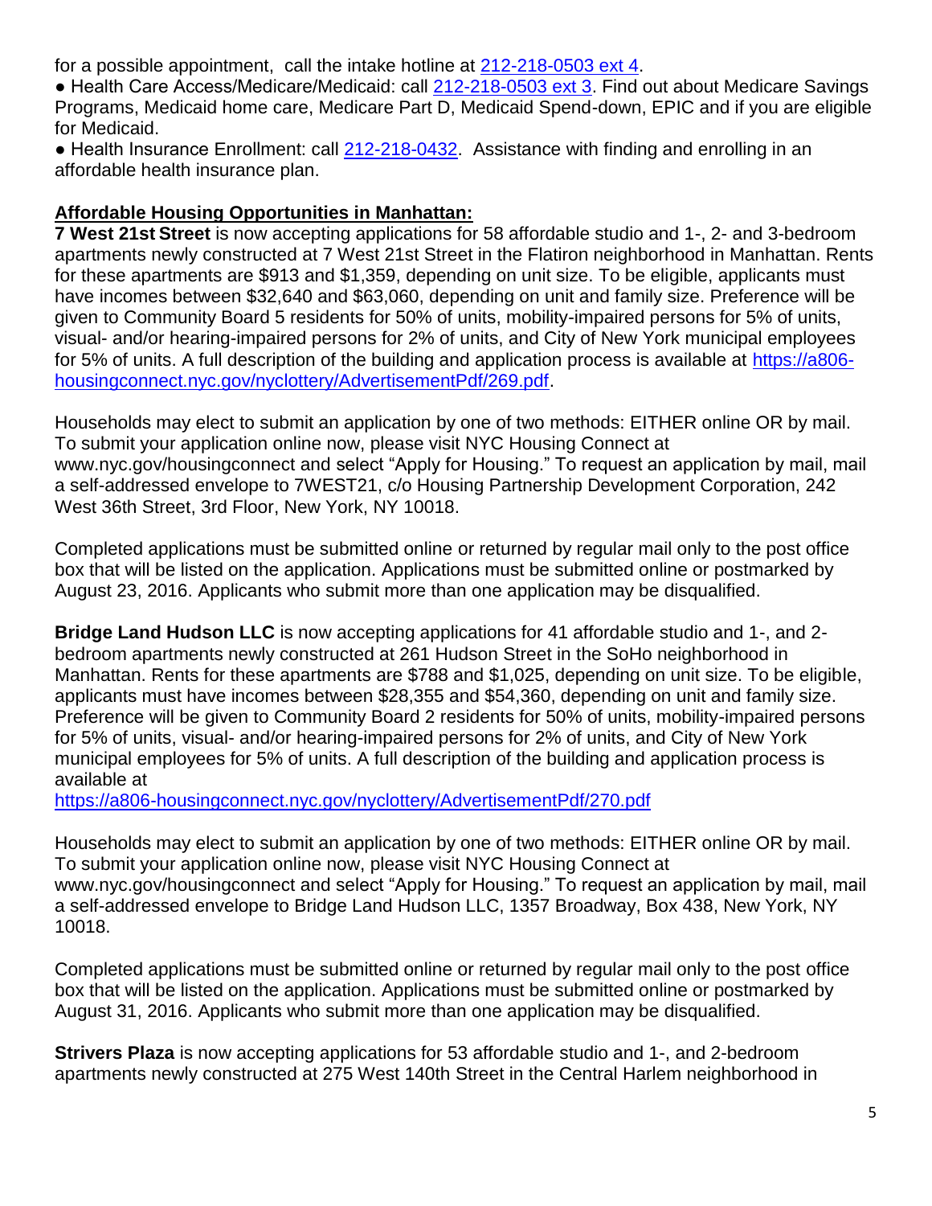for a possible appointment,  call the intake hotline at [212-218-0503 ext 4](tel:212-218-0503).

- Health Care Access/Medicare/Medicaid: call [212-218-0503 ext 3](tel:212-218-0503). Find out about Medicare Savings Programs, Medicaid home care, Medicare Part D, Medicaid Spend-down, EPIC and if you are eligible for Medicaid.
- Health Insurance Enrollment: call [212-218-0432](tel:212-218-0432).  Assistance with finding and enrolling in an affordable health insurance plan.

**Affordable Housing Opportunities in Manhattan:**

**7 West 21st Street** is now accepting applications for 58 affordable studio and 1-, 2- and 3-bedroom apartments newly constructed at 7 West 21st Street in the Flatiron neighborhood in Manhattan. Rents for these apartments are $913 and $1,359, depending on unit size. To be eligible, applicants must have incomes between $32,640 and $63,060, depending on unit and family size. Preference will be given to Community Board 5 residents for 50% of units, mobility-impaired persons for 5% of units, visual- and/or hearing-impaired persons for 2% of units, and City of New York municipal employees for 5% of units. A full description of the building and application process is available at [https://a806-housingconnect.nyc.gov/nyclottery/AdvertisementPdf/269.pdf](https://a806-housingconnect.nyc.gov/nyclottery/AdvertisementPdf/269.pdf).

Households may elect to submit an application by one of two methods: EITHER online OR by mail. To submit your application online now, please visit NYC Housing Connect at www.nyc.gov/housingconnect and select “Apply for Housing.” To request an application by mail, mail a self-addressed envelope to 7WEST21, c/o Housing Partnership Development Corporation, 242 West 36th Street, 3rd Floor, New York, NY 10018.

Completed applications must be submitted online or returned by regular mail only to the post office box that will be listed on the application. Applications must be submitted online or postmarked by August 23, 2016. Applicants who submit more than one application may be disqualified.

**Bridge Land Hudson LLC** is now accepting applications for 41 affordable studio and 1-, and 2-bedroom apartments newly constructed at 261 Hudson Street in the SoHo neighborhood in Manhattan. Rents for these apartments are $788 and $1,025, depending on unit size. To be eligible, applicants must have incomes between $28,355 and $54,360, depending on unit and family size. Preference will be given to Community Board 2 residents for 50% of units, mobility-impaired persons for 5% of units, visual- and/or hearing-impaired persons for 2% of units, and City of New York municipal employees for 5% of units. A full description of the building and application process is available at
[https://a806-housingconnect.nyc.gov/nyclottery/AdvertisementPdf/270.pdf](https://a806-housingconnect.nyc.gov/nyclottery/AdvertisementPdf/270.pdf)

Households may elect to submit an application by one of two methods: EITHER online OR by mail. To submit your application online now, please visit NYC Housing Connect at www.nyc.gov/housingconnect and select “Apply for Housing.” To request an application by mail, mail a self-addressed envelope to Bridge Land Hudson LLC, 1357 Broadway, Box 438, New York, NY 10018.

Completed applications must be submitted online or returned by regular mail only to the post office box that will be listed on the application. Applications must be submitted online or postmarked by August 31, 2016. Applicants who submit more than one application may be disqualified.

**Strivers Plaza** is now accepting applications for 53 affordable studio and 1-, and 2-bedroom apartments newly constructed at 275 West 140th Street in the Central Harlem neighborhood in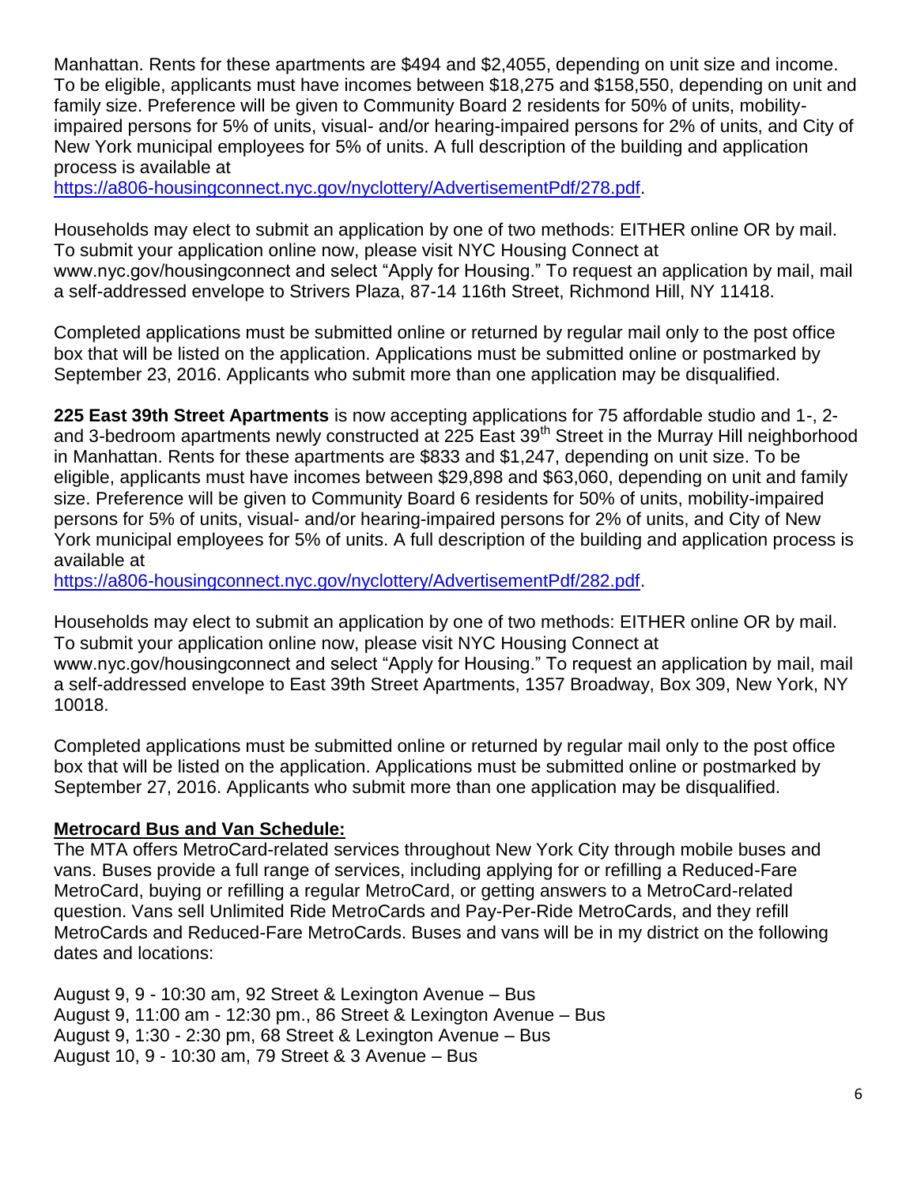Manhattan. Rents for these apartments are $494 and $2,4055, depending on unit size and income. To be eligible, applicants must have incomes between $18,275 and $158,550, depending on unit and family size. Preference will be given to Community Board 2 residents for 50% of units, mobility-impaired persons for 5% of units, visual- and/or hearing-impaired persons for 2% of units, and City of New York municipal employees for 5% of units. A full description of the building and application process is available at https://a806-housingconnect.nyc.gov/nyclottery/AdvertisementPdf/278.pdf.

Households may elect to submit an application by one of two methods: EITHER online OR by mail. To submit your application online now, please visit NYC Housing Connect at www.nyc.gov/housingconnect and select "Apply for Housing." To request an application by mail, mail a self-addressed envelope to Strivers Plaza, 87-14 116th Street, Richmond Hill, NY 11418.

Completed applications must be submitted online or returned by regular mail only to the post office box that will be listed on the application. Applications must be submitted online or postmarked by September 23, 2016. Applicants who submit more than one application may be disqualified.

**225 East 39th Street Apartments** is now accepting applications for 75 affordable studio and 1-, 2- and 3-bedroom apartments newly constructed at 225 East 39th Street in the Murray Hill neighborhood in Manhattan. Rents for these apartments are $833 and $1,247, depending on unit size. To be eligible, applicants must have incomes between $29,898 and $63,060, depending on unit and family size. Preference will be given to Community Board 6 residents for 50% of units, mobility-impaired persons for 5% of units, visual- and/or hearing-impaired persons for 2% of units, and City of New York municipal employees for 5% of units. A full description of the building and application process is available at https://a806-housingconnect.nyc.gov/nyclottery/AdvertisementPdf/282.pdf.

Households may elect to submit an application by one of two methods: EITHER online OR by mail. To submit your application online now, please visit NYC Housing Connect at www.nyc.gov/housingconnect and select "Apply for Housing." To request an application by mail, mail a self-addressed envelope to East 39th Street Apartments, 1357 Broadway, Box 309, New York, NY 10018.

Completed applications must be submitted online or returned by regular mail only to the post office box that will be listed on the application. Applications must be submitted online or postmarked by September 27, 2016. Applicants who submit more than one application may be disqualified.

**Metrocard Bus and Van Schedule:**

The MTA offers MetroCard-related services throughout New York City through mobile buses and vans. Buses provide a full range of services, including applying for or refilling a Reduced-Fare MetroCard, buying or refilling a regular MetroCard, or getting answers to a MetroCard-related question. Vans sell Unlimited Ride MetroCards and Pay-Per-Ride MetroCards, and they refill MetroCards and Reduced-Fare MetroCards. Buses and vans will be in my district on the following dates and locations:

August 9, 9 - 10:30 am, 92 Street & Lexington Avenue – Bus
August 9, 11:00 am - 12:30 pm., 86 Street & Lexington Avenue – Bus
August 9, 1:30 - 2:30 pm, 68 Street & Lexington Avenue – Bus
August 10, 9 - 10:30 am, 79 Street & 3 Avenue – Bus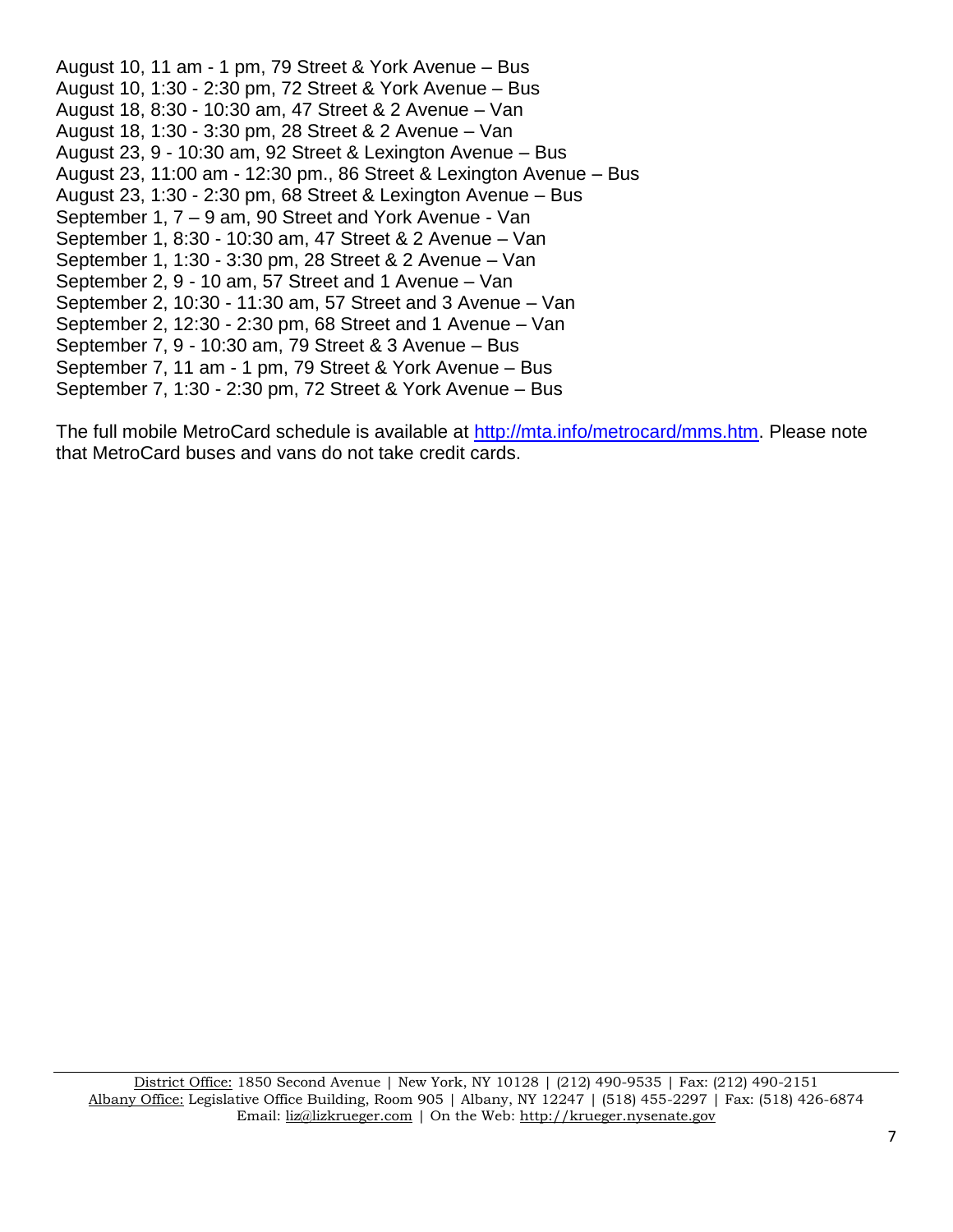August 10, 11 am - 1 pm, 79 Street & York Avenue – Bus
August 10, 1:30 - 2:30 pm, 72 Street & York Avenue – Bus
August 18, 8:30 - 10:30 am, 47 Street & 2 Avenue – Van
August 18, 1:30 - 3:30 pm, 28 Street & 2 Avenue – Van
August 23, 9 - 10:30 am, 92 Street & Lexington Avenue – Bus
August 23, 11:00 am - 12:30 pm., 86 Street & Lexington Avenue – Bus
August 23, 1:30 - 2:30 pm, 68 Street & Lexington Avenue – Bus
September 1, 7 – 9 am, 90 Street and York Avenue - Van
September 1, 8:30 - 10:30 am, 47 Street & 2 Avenue – Van
September 1, 1:30 - 3:30 pm, 28 Street & 2 Avenue – Van
September 2, 9 - 10 am, 57 Street and 1 Avenue – Van
September 2, 10:30 - 11:30 am, 57 Street and 3 Avenue – Van
September 2, 12:30 - 2:30 pm, 68 Street and 1 Avenue – Van
September 7, 9 - 10:30 am, 79 Street & 3 Avenue – Bus
September 7, 11 am - 1 pm, 79 Street & York Avenue – Bus
September 7, 1:30 - 2:30 pm, 72 Street & York Avenue – Bus

The full mobile MetroCard schedule is available at http://mta.info/metrocard/mms.htm. Please note that MetroCard buses and vans do not take credit cards.

District Office: 1850 Second Avenue | New York, NY 10128 | (212) 490-9535 | Fax: (212) 490-2151
Albany Office: Legislative Office Building, Room 905 | Albany, NY 12247 | (518) 455-2297 | Fax: (518) 426-6874
Email: liz@lizkrueger.com | On the Web: http://krueger.nysenate.gov